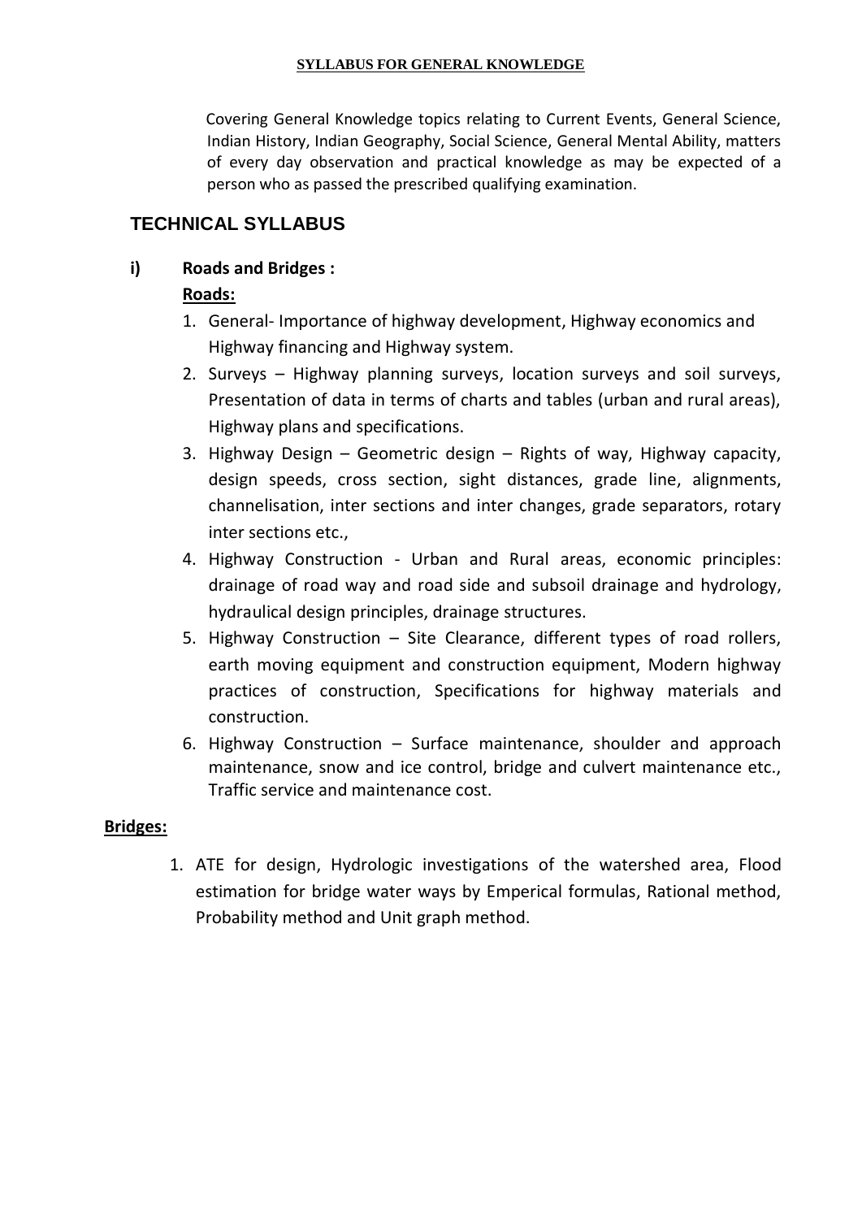# SYLLABUS FOR GENERAL KNOWLEDGE

Covering General Knowledge topics relating to Current Events, General Science, Indian History, Indian Geography, Social Science, General Mental Ability, matters of every day observation and practical knowledge as may be expected of a person who as passed the prescribed qualifying examination.

## TECHNICAL SYLLABUS

### i) Roads and Bridges :

**Roads:**

1. General- Importance of highway development, Highway economics and Highway financing and Highway system.
2. Surveys – Highway planning surveys, location surveys and soil surveys, Presentation of data in terms of charts and tables (urban and rural areas), Highway plans and specifications.
3. Highway Design – Geometric design – Rights of way, Highway capacity, design speeds, cross section, sight distances, grade line, alignments, channelisation, inter sections and inter changes, grade separators, rotary inter sections etc.,
4. Highway Construction - Urban and Rural areas, economic principles: drainage of road way and road side and subsoil drainage and hydrology, hydraulical design principles, drainage structures.
5. Highway Construction – Site Clearance, different types of road rollers, earth moving equipment and construction equipment, Modern highway practices of construction, Specifications for highway materials and construction.
6. Highway Construction – Surface maintenance, shoulder and approach maintenance, snow and ice control, bridge and culvert maintenance etc., Traffic service and maintenance cost.

**Bridges:**

1. ATE for design, Hydrologic investigations of the watershed area, Flood estimation for bridge water ways by Emperical formulas, Rational method, Probability method and Unit graph method.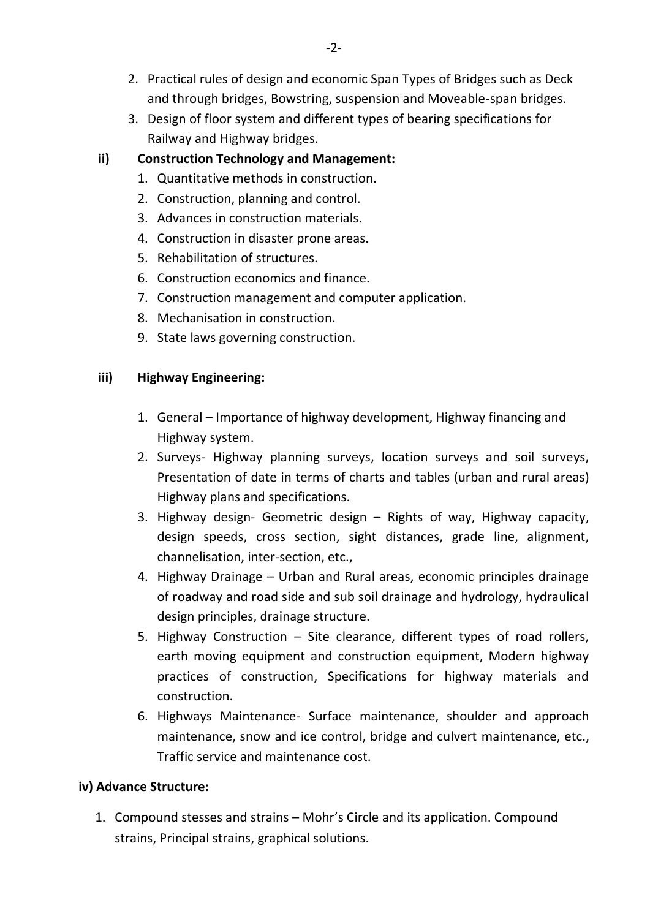2. Practical rules of design and economic Span Types of Bridges such as Deck and through bridges, Bowstring, suspension and Moveable-span bridges.
3. Design of floor system and different types of bearing specifications for Railway and Highway bridges.

**ii) Construction Technology and Management:**

1. Quantitative methods in construction.
2. Construction, planning and control.
3. Advances in construction materials.
4. Construction in disaster prone areas.
5. Rehabilitation of structures.
6. Construction economics and finance.
7. Construction management and computer application.
8. Mechanisation in construction.
9. State laws governing construction.

**iii) Highway Engineering:**

1. General – Importance of highway development, Highway financing and Highway system.
2. Surveys- Highway planning surveys, location surveys and soil surveys, Presentation of date in terms of charts and tables (urban and rural areas) Highway plans and specifications.
3. Highway design- Geometric design – Rights of way, Highway capacity, design speeds, cross section, sight distances, grade line, alignment, channelisation, inter-section, etc.,
4. Highway Drainage – Urban and Rural areas, economic principles drainage of roadway and road side and sub soil drainage and hydrology, hydraulical design principles, drainage structure.
5. Highway Construction – Site clearance, different types of road rollers, earth moving equipment and construction equipment, Modern highway practices of construction, Specifications for highway materials and construction.
6. Highways Maintenance- Surface maintenance, shoulder and approach maintenance, snow and ice control, bridge and culvert maintenance, etc., Traffic service and maintenance cost.

**iv) Advance Structure:**

1. Compound stesses and strains – Mohr's Circle and its application. Compound strains, Principal strains, graphical solutions.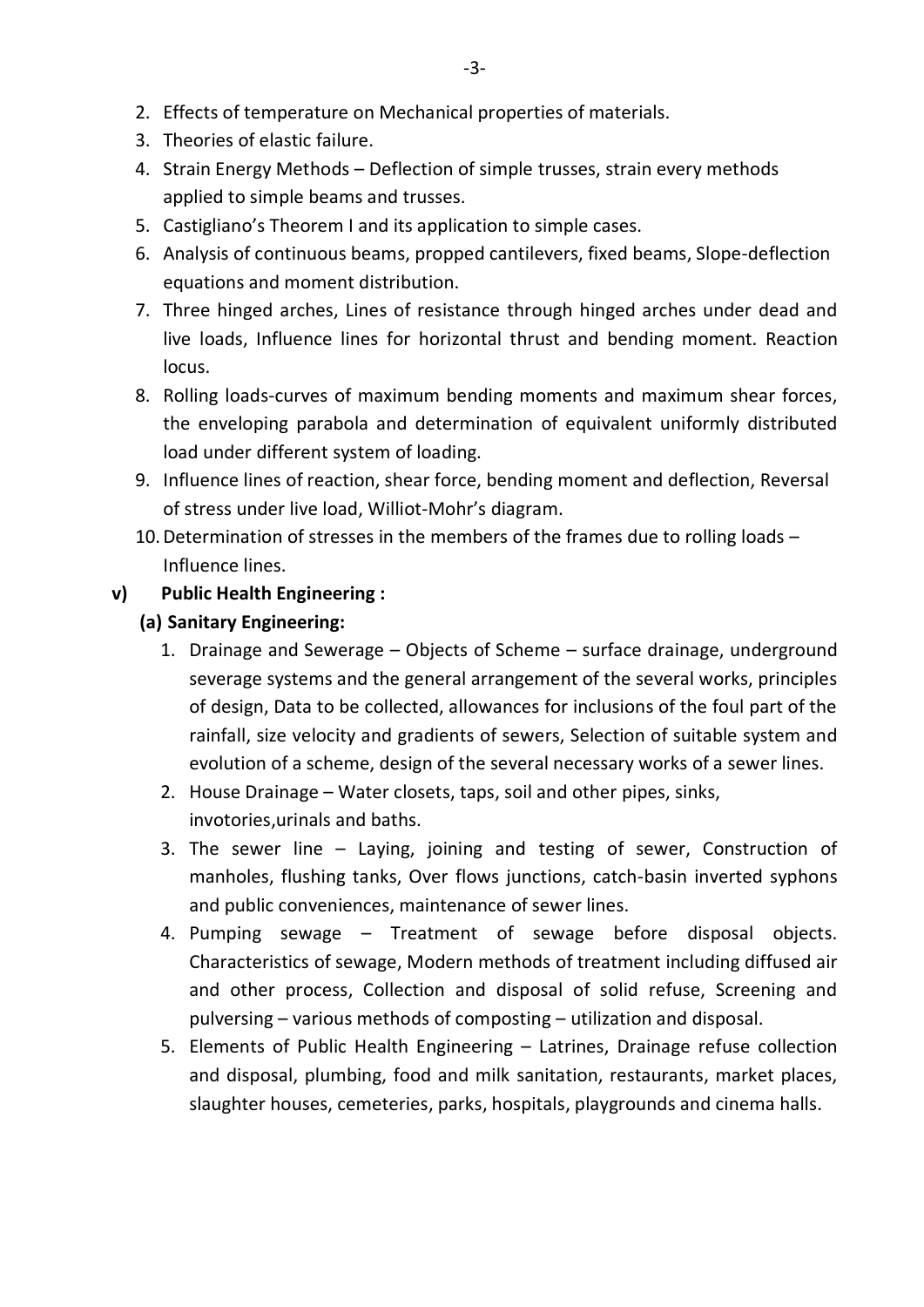2. Effects of temperature on Mechanical properties of materials.
3. Theories of elastic failure.
4. Strain Energy Methods – Deflection of simple trusses, strain every methods applied to simple beams and trusses.
5. Castigliano's Theorem I and its application to simple cases.
6. Analysis of continuous beams, propped cantilevers, fixed beams, Slope-deflection equations and moment distribution.
7. Three hinged arches, Lines of resistance through hinged arches under dead and live loads, Influence lines for horizontal thrust and bending moment. Reaction locus.
8. Rolling loads-curves of maximum bending moments and maximum shear forces, the enveloping parabola and determination of equivalent uniformly distributed load under different system of loading.
9. Influence lines of reaction, shear force, bending moment and deflection, Reversal of stress under live load, Williot-Mohr's diagram.
10. Determination of stresses in the members of the frames due to rolling loads – Influence lines.

**v) Public Health Engineering :**

**(a) Sanitary Engineering:**

1. Drainage and Sewerage – Objects of Scheme – surface drainage, underground severage systems and the general arrangement of the several works, principles of design, Data to be collected, allowances for inclusions of the foul part of the rainfall, size velocity and gradients of sewers, Selection of suitable system and evolution of a scheme, design of the several necessary works of a sewer lines.
2. House Drainage – Water closets, taps, soil and other pipes, sinks, invotories,urinals and baths.
3. The sewer line – Laying, joining and testing of sewer, Construction of manholes, flushing tanks, Over flows junctions, catch-basin inverted syphons and public conveniences, maintenance of sewer lines.
4. Pumping sewage – Treatment of sewage before disposal objects. Characteristics of sewage, Modern methods of treatment including diffused air and other process, Collection and disposal of solid refuse, Screening and pulversing – various methods of composting – utilization and disposal.
5. Elements of Public Health Engineering – Latrines, Drainage refuse collection and disposal, plumbing, food and milk sanitation, restaurants, market places, slaughter houses, cemeteries, parks, hospitals, playgrounds and cinema halls.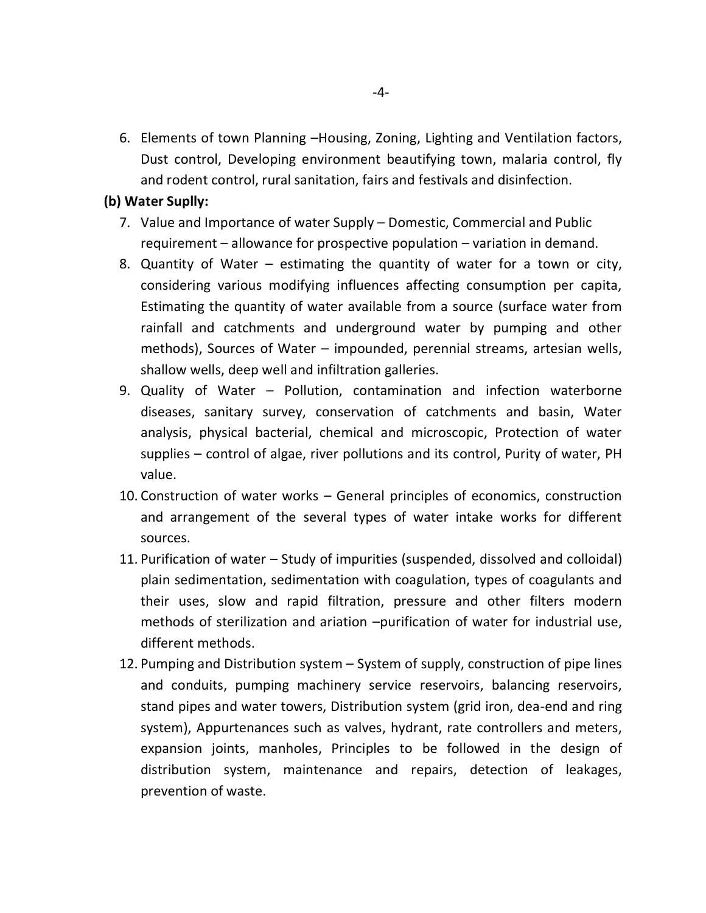6. Elements of town Planning –Housing, Zoning, Lighting and Ventilation factors, Dust control, Developing environment beautifying town, malaria control, fly and rodent control, rural sanitation, fairs and festivals and disinfection.

**(b) Water Suplly:**

7. Value and Importance of water Supply – Domestic, Commercial and Public requirement – allowance for prospective population – variation in demand.
8. Quantity of Water – estimating the quantity of water for a town or city, considering various modifying influences affecting consumption per capita, Estimating the quantity of water available from a source (surface water from rainfall and catchments and underground water by pumping and other methods), Sources of Water – impounded, perennial streams, artesian wells, shallow wells, deep well and infiltration galleries.
9. Quality of Water – Pollution, contamination and infection waterborne diseases, sanitary survey, conservation of catchments and basin, Water analysis, physical bacterial, chemical and microscopic, Protection of water supplies – control of algae, river pollutions and its control, Purity of water, PH value.
10. Construction of water works – General principles of economics, construction and arrangement of the several types of water intake works for different sources.
11. Purification of water – Study of impurities (suspended, dissolved and colloidal) plain sedimentation, sedimentation with coagulation, types of coagulants and their uses, slow and rapid filtration, pressure and other filters modern methods of sterilization and ariation –purification of water for industrial use, different methods.
12. Pumping and Distribution system – System of supply, construction of pipe lines and conduits, pumping machinery service reservoirs, balancing reservoirs, stand pipes and water towers, Distribution system (grid iron, dea-end and ring system), Appurtenances such as valves, hydrant, rate controllers and meters, expansion joints, manholes, Principles to be followed in the design of distribution system, maintenance and repairs, detection of leakages, prevention of waste.